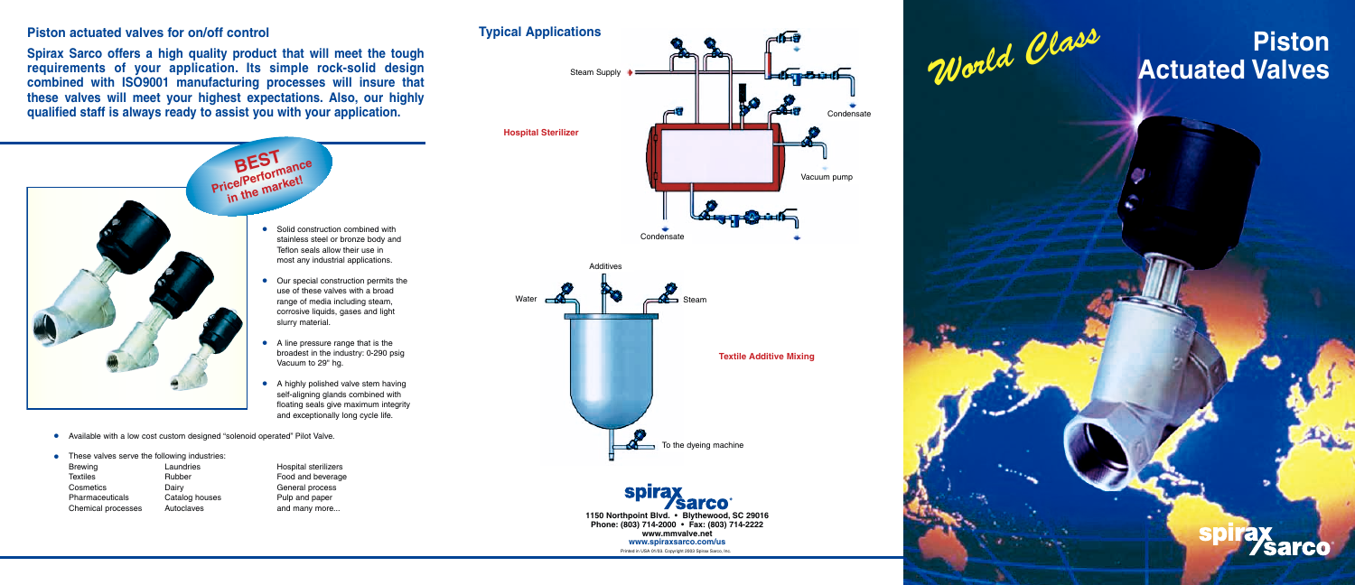## Piston actuated valves for on/off control

**Spirax Sarco offers a high quality product that will meet the tough requirements of your application. Its simple rock-solid design combined with ISO9001 manufacturing processes will insure that these valves will meet your highest expectations. Also, our highly qualified staff is always ready to assist you with your application.**

BEST Price/Performance in the market!

- Solid construction combined with stainless steel or bronze body and Teflon seals allow their use in most any industrial applications.
- Our special construction permits the use of these valves with a broad range of media including steam, corrosive liquids, gases and light slurry material.
- A line pressure range that is the broadest in the industry: 0-290 psig Vacuum to 29" hg.
- A highly polished valve stem having self-aligning glands combined with floating seals give maximum integrity and exceptionally long cycle life.
- Available with a low cost custom designed "solenoid operated" Pilot Valve.
- These valves serve the following industries:

| | | |
|---|---|---|
| Brewing | Laundries | Hospital sterilizers |
| Textiles | Rubber | Food and beverage |
| Cosmetics | Dairy | General process |
| Pharmaceuticals | Catalog houses | Pulp and paper |
| Chemical processes | Autoclaves | and many more... |

## Typical Applications

**Hospital Sterilizer**

Steam Supply

Condensate

Vacuum pump

Condensate

**Textile Additive Mixing**

Additives

Water

Steam

To the dyeing machine

spirax sarco

**1150 Northpoint Blvd. • Blythewood, SC 29016**
**Phone: (803) 714-2000 • Fax: (803) 714-2222**
**www.mmvalve.net**
**www.spiraxsarco.com/us**

Printed in USA 01/03. Copyright 2003 Spirax Sarco, Inc.

*World Class*

# Piston Actuated Valves

spirax sarco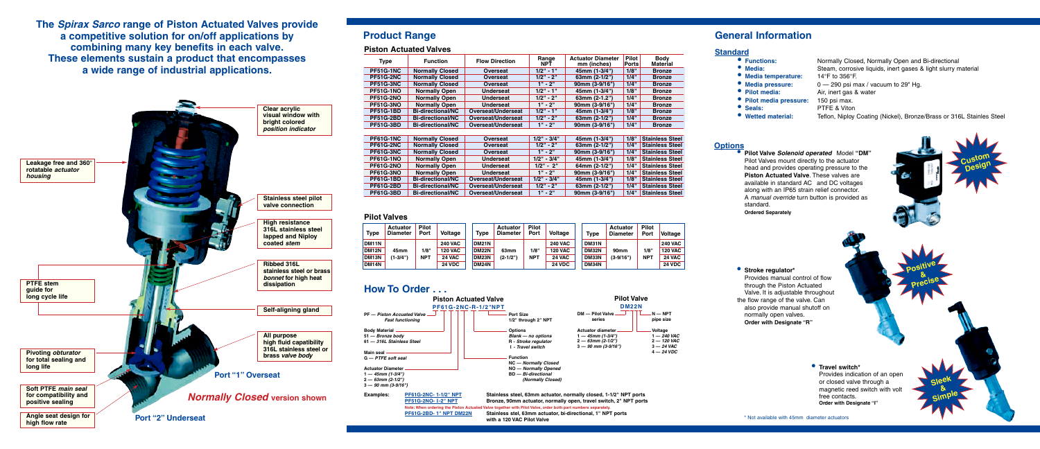**The *Spirax Sarco* range of Piston Actuated Valves provide a competitive solution for on/off applications by combining many key benefits in each valve. These elements sustain a product that encompasses a wide range of industrial applications.**

Clear acrylic visual window with bright colored *position indicator*

Leakage free and 360° rotatable *actuator housing*

Stainless steel pilot valve connection

High resistance 316L stainless steel lapped and Niploy coated *stem*

Ribbed 316L stainless steel or brass *bonnet* for high heat dissipation

PTFE stem guide for long cycle life

Self-aligning gland

All purpose high fluid capatibility 316L stainless steel or brass *valve body*

Pivoting *obturator* for total sealing and long life

Port "1" Overseat

Soft PTFE *main seal* for compatibility and positive sealing

*Normally Closed* version shown

Angle seat design for high flow rate

Port "2" Underseat

## Product Range

### Piston Actuated Valves

| Type | Function | Flow Direction | Range NPT | Actuator Diameter mm (inches) | Pilot Ports | Body Material |
|---|---|---|---|---|---|---|
| PF51G-1NC | Normally Closed | Overseat | 1/2" - 1" | 45mm (1-3/4") | 1/8" | Bronze |
| PF51G-2NC | Normally Closed | Overseat | 1/2" - 2" | 63mm (2-1/2") | 1/4" | Bronze |
| PF51G-3NC | Normally Closed | Overseat | 1" - 2" | 90mm (3-9/16") | 1/4" | Bronze |
| PF51G-1NO | Normally Open | Underseat | 1/2" - 1" | 45mm (1-3/4") | 1/8" | Bronze |
| PF51G-2NO | Normally Open | Underseat | 1/2" - 2" | 63mm (2-1/2") | 1/4" | Bronze |
| PF51G-3NO | Normally Open | Underseat | 1" - 2" | 90mm (3-9/16") | 1/4" | Bronze |
| PF51G-1BD | Bi-directional/NC | Overseat/Underseat | 1/2" - 1" | 45mm (1-3/4") | 1/8" | Bronze |
| PF51G-2BD | Bi-directional/NC | Overseat/Underseat | 1/2" - 2" | 63mm (2-1/2") | 1/4" | Bronze |
| PF51G-3BD | Bi-directional/NC | Overseat/Underseat | 1" - 2" | 90mm (3-9/16") | 1/4" | Bronze |
| PF61G-1NC | Normally Closed | Overseat | 1/2" - 3/4" | 45mm (1-3/4") | 1/8" | Stainless Steel |
| PF61G-2NC | Normally Closed | Overseat | 1/2" - 2" | 63mm (2-1/2") | 1/4" | Stainless Steel |
| PF61G-3NC | Normally Closed | Overseat | 1" - 2" | 90mm (3-9/16") | 1/4" | Stainless Steel |
| PF61G-1NO | Normally Open | Underseat | 1/2" - 3/4" | 45mm (1-3/4") | 1/8" | Stainless Steel |
| PF61G-2NO | Normally Open | Underseat | 1/2" - 2" | 64mm (2-1/2") | 1/4" | Stainless Steel |
| PF61G-3NO | Normally Open | Underseat | 1" - 2" | 90mm (3-9/16") | 1/4" | Stainless Steel |
| PF61G-1BD | Bi-directional/NC | Overseat/Underseat | 1/2" - 3/4" | 45mm (1-3/4") | 1/8" | Stainless Steel |
| PF61G-2BD | Bi-directional/NC | Overseat/Underseat | 1/2" - 2" | 63mm (2-1/2") | 1/4" | Stainless Steel |
| PF61G-3BD | Bi-directional/NC | Overseat/Underseat | 1" - 2" | 90mm (3-9/16") | 1/4" | Stainless Steel |

### Pilot Valves

| Type | Actuator Diameter | Pilot Port | Voltage |
|---|---|---|---|
| DM11N | 45mm (1-3/4") | 1/8" NPT | 240 VAC |
| DM12N | | | 120 VAC |
| DM13N | | | 24 VAC |
| DM14N | | | 24 VDC |

| Type | Actuator Diameter | Pilot Port | Voltage |
|---|---|---|---|
| DM21N | 63mm (2-1/2") | 1/8" NPT | 240 VAC |
| DM22N | | | 120 VAC |
| DM23N | | | 24 VAC |
| DM24N | | | 24 VDC |

| Type | Actuator Diameter | Pilot Port | Voltage |
|---|---|---|---|
| DM31N | 90mm (3-9/16") | 1/8" NPT | 240 VAC |
| DM32N | | | 120 VAC |
| DM33N | | | 24 VAC |
| DM34N | | | 24 VDC |

## How To Order . . .

**Piston Actuated Valve**

PF61G-2NC-R-1/2"NPT

- PF — *Piston Actuated Valve* — *Fast functioning*
- Body Material — 51 — *Bronze body*; 61 — *316L Stainless Steel*
- Main seal — G — *PTFE soft seal*
- Actuator Diameter — 1 — *45mm (1-3/4")*; 2 — *63mm (2-1/2")*; 3 — *90 mm (3-9/16")*
- Port Size — 1/2" through 2" NPT
- Options — *Blank — no options*; R - *Stroke regulator*; I - *Travel switch*
- Function — NC — *Normally Closed*; NO — *Normally Opened*; BD — *Bi-directional (Normally Closed)*

**Pilot Valve**

DM22N

- DM — Pilot Valve series
- Actuator diameter — 1 — *45mm (1-3/4")*; 2 — *63mm (2-1/2")*; 3 — *90 mm (3-9/16")*
- Voltage — 1 — *240 VAC*; 2 — *120 VAC*; 3 — *24 VAC*; 4 — *24 VDC*
- N — NPT pipe size

Examples:

- PF61G-2NC- 1-1/2" NPT — Stainless steel, 63mm actuator, normally closed, 1-1/2" NPT ports
- PF51G-3NO- I-2" NPT — Bronze, 90mm actuator, normally open, travel switch, 2" NPT ports

Note: When ordering the Piston Actuated Valve together with Pilot Valve, order both part numbers separately.

- PF61G-2BD- 1" NPT DM22N — Stainless steel, 63mm actuator, bi-directional, 1" NPT ports with a 120 VAC Pilot Valve

## General Information

### Standard

- **Functions:** Normally Closed, Normally Open and Bi-directional
- **Media:** Steam, corrosive liquids, inert gases & light slurry material
- **Media temperature:** 14°F to 356°F.
- **Media pressure:** 0 — 290 psi max / vacuum to 29" Hg.
- **Pilot media:** Air, inert gas & water
- **Pilot media pressure:** 150 psi max.
- **Seals:** PTFE & Viton
- **Wetted material:** Teflon, Niploy Coating (Nickel), Bronze/Brass or 316L Stainles Steel

### Options

- **Pilot Valve *Solenoid operated*** Model **"DM"** Pilot Valves mount directly to the actuator head and provides operating pressure to the **Piston Actuated Valve**. These valves are available in standard AC and DC voltages along with an IP65 strain relief connector. A *manual override* turn button is provided as standard.
  **Ordered Separately**

Custom Design

- **Stroke regulator*** Provides manual control of flow through the Piston Actuated Valve. It is adjustable throughout the flow range of the valve. Can also provide manual shutoff on normally open valves.
  **Order with Designate "R"**

Positive & Precise

- **Travel switch*** Provides indication of an open or closed valve through a magnetic reed switch with volt free contacts.
  **Order with Designate "I"**

Sleek & Simple

\* Not available with 45mm diameter actuators